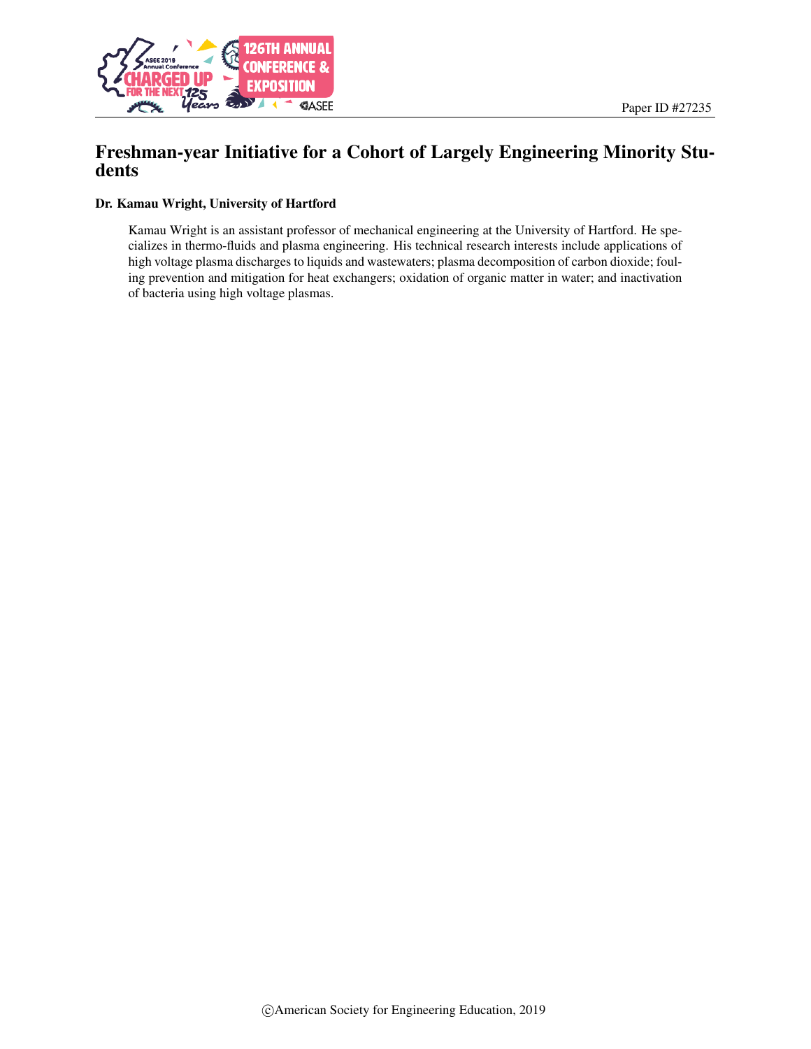Paper ID #27235

# Freshman-year Initiative for a Cohort of Largely Engineering Minority Students

**Dr. Kamau Wright, University of Hartford**

Kamau Wright is an assistant professor of mechanical engineering at the University of Hartford. He specializes in thermo-fluids and plasma engineering. His technical research interests include applications of high voltage plasma discharges to liquids and wastewaters; plasma decomposition of carbon dioxide; fouling prevention and mitigation for heat exchangers; oxidation of organic matter in water; and inactivation of bacteria using high voltage plasmas.

©American Society for Engineering Education, 2019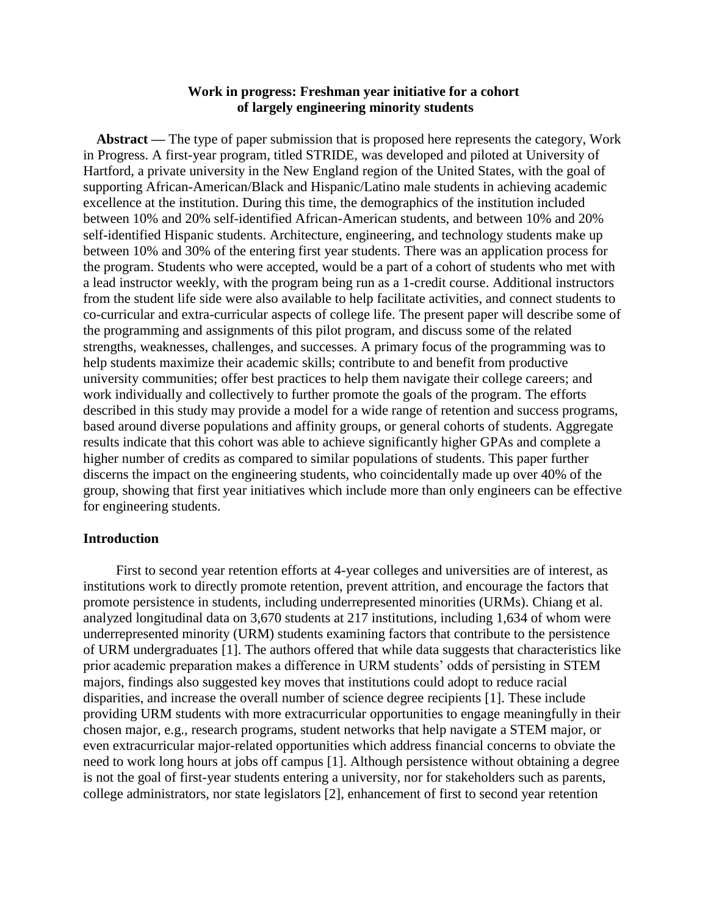# Work in progress: Freshman year initiative for a cohort of largely engineering minority students

**Abstract —** The type of paper submission that is proposed here represents the category, Work in Progress. A first-year program, titled STRIDE, was developed and piloted at University of Hartford, a private university in the New England region of the United States, with the goal of supporting African-American/Black and Hispanic/Latino male students in achieving academic excellence at the institution. During this time, the demographics of the institution included between 10% and 20% self-identified African-American students, and between 10% and 20% self-identified Hispanic students. Architecture, engineering, and technology students make up between 10% and 30% of the entering first year students. There was an application process for the program. Students who were accepted, would be a part of a cohort of students who met with a lead instructor weekly, with the program being run as a 1-credit course. Additional instructors from the student life side were also available to help facilitate activities, and connect students to co-curricular and extra-curricular aspects of college life. The present paper will describe some of the programming and assignments of this pilot program, and discuss some of the related strengths, weaknesses, challenges, and successes. A primary focus of the programming was to help students maximize their academic skills; contribute to and benefit from productive university communities; offer best practices to help them navigate their college careers; and work individually and collectively to further promote the goals of the program. The efforts described in this study may provide a model for a wide range of retention and success programs, based around diverse populations and affinity groups, or general cohorts of students. Aggregate results indicate that this cohort was able to achieve significantly higher GPAs and complete a higher number of credits as compared to similar populations of students. This paper further discerns the impact on the engineering students, who coincidentally made up over 40% of the group, showing that first year initiatives which include more than only engineers can be effective for engineering students.

## Introduction

First to second year retention efforts at 4-year colleges and universities are of interest, as institutions work to directly promote retention, prevent attrition, and encourage the factors that promote persistence in students, including underrepresented minorities (URMs). Chiang et al. analyzed longitudinal data on 3,670 students at 217 institutions, including 1,634 of whom were underrepresented minority (URM) students examining factors that contribute to the persistence of URM undergraduates [1]. The authors offered that while data suggests that characteristics like prior academic preparation makes a difference in URM students' odds of persisting in STEM majors, findings also suggested key moves that institutions could adopt to reduce racial disparities, and increase the overall number of science degree recipients [1]. These include providing URM students with more extracurricular opportunities to engage meaningfully in their chosen major, e.g., research programs, student networks that help navigate a STEM major, or even extracurricular major-related opportunities which address financial concerns to obviate the need to work long hours at jobs off campus [1]. Although persistence without obtaining a degree is not the goal of first-year students entering a university, nor for stakeholders such as parents, college administrators, nor state legislators [2], enhancement of first to second year retention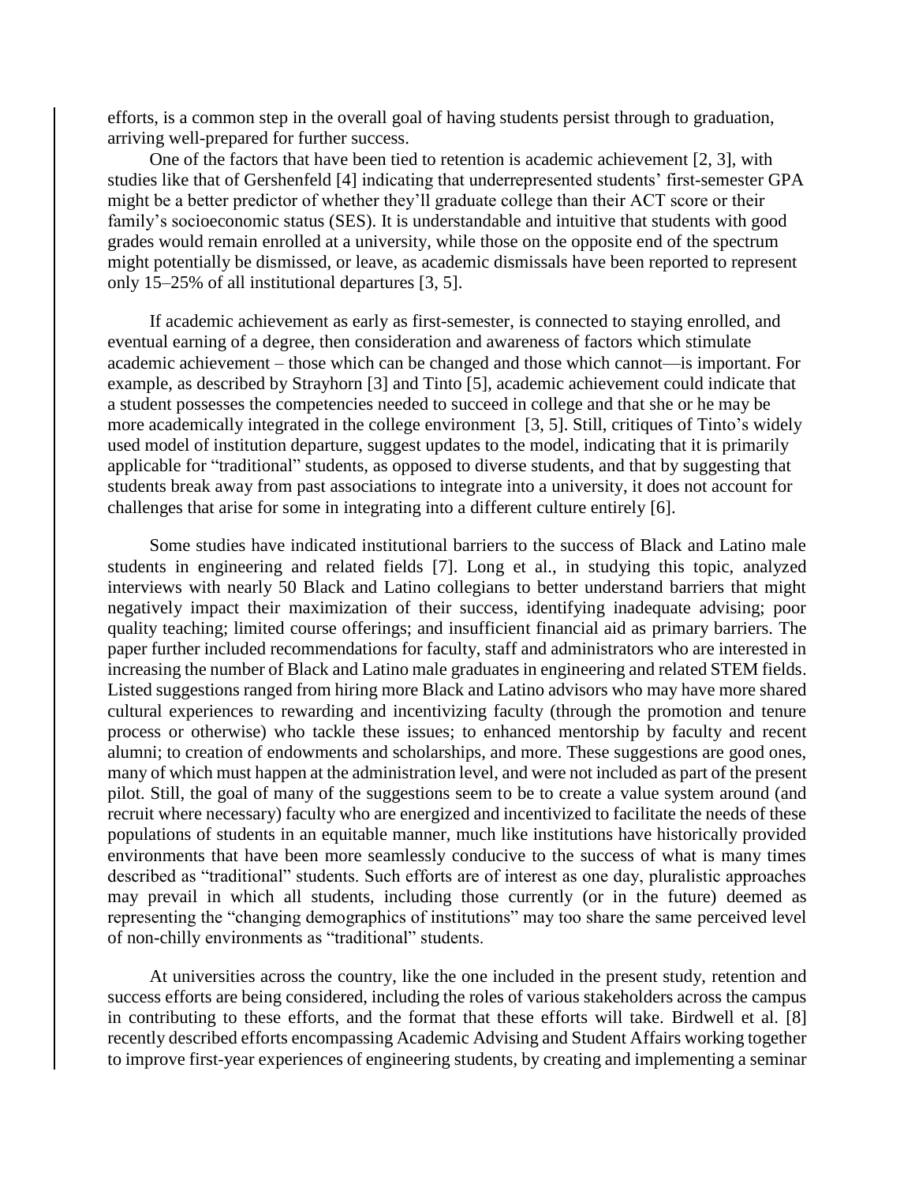efforts, is a common step in the overall goal of having students persist through to graduation, arriving well-prepared for further success.

One of the factors that have been tied to retention is academic achievement [2, 3], with studies like that of Gershenfeld [4] indicating that underrepresented students' first-semester GPA might be a better predictor of whether they'll graduate college than their ACT score or their family's socioeconomic status (SES). It is understandable and intuitive that students with good grades would remain enrolled at a university, while those on the opposite end of the spectrum might potentially be dismissed, or leave, as academic dismissals have been reported to represent only 15–25% of all institutional departures [3, 5].

If academic achievement as early as first-semester, is connected to staying enrolled, and eventual earning of a degree, then consideration and awareness of factors which stimulate academic achievement – those which can be changed and those which cannot—is important. For example, as described by Strayhorn [3] and Tinto [5], academic achievement could indicate that a student possesses the competencies needed to succeed in college and that she or he may be more academically integrated in the college environment [3, 5]. Still, critiques of Tinto's widely used model of institution departure, suggest updates to the model, indicating that it is primarily applicable for "traditional" students, as opposed to diverse students, and that by suggesting that students break away from past associations to integrate into a university, it does not account for challenges that arise for some in integrating into a different culture entirely [6].

Some studies have indicated institutional barriers to the success of Black and Latino male students in engineering and related fields [7]. Long et al., in studying this topic, analyzed interviews with nearly 50 Black and Latino collegians to better understand barriers that might negatively impact their maximization of their success, identifying inadequate advising; poor quality teaching; limited course offerings; and insufficient financial aid as primary barriers. The paper further included recommendations for faculty, staff and administrators who are interested in increasing the number of Black and Latino male graduates in engineering and related STEM fields. Listed suggestions ranged from hiring more Black and Latino advisors who may have more shared cultural experiences to rewarding and incentivizing faculty (through the promotion and tenure process or otherwise) who tackle these issues; to enhanced mentorship by faculty and recent alumni; to creation of endowments and scholarships, and more. These suggestions are good ones, many of which must happen at the administration level, and were not included as part of the present pilot. Still, the goal of many of the suggestions seem to be to create a value system around (and recruit where necessary) faculty who are energized and incentivized to facilitate the needs of these populations of students in an equitable manner, much like institutions have historically provided environments that have been more seamlessly conducive to the success of what is many times described as "traditional" students. Such efforts are of interest as one day, pluralistic approaches may prevail in which all students, including those currently (or in the future) deemed as representing the "changing demographics of institutions" may too share the same perceived level of non-chilly environments as "traditional" students.

At universities across the country, like the one included in the present study, retention and success efforts are being considered, including the roles of various stakeholders across the campus in contributing to these efforts, and the format that these efforts will take. Birdwell et al. [8] recently described efforts encompassing Academic Advising and Student Affairs working together to improve first-year experiences of engineering students, by creating and implementing a seminar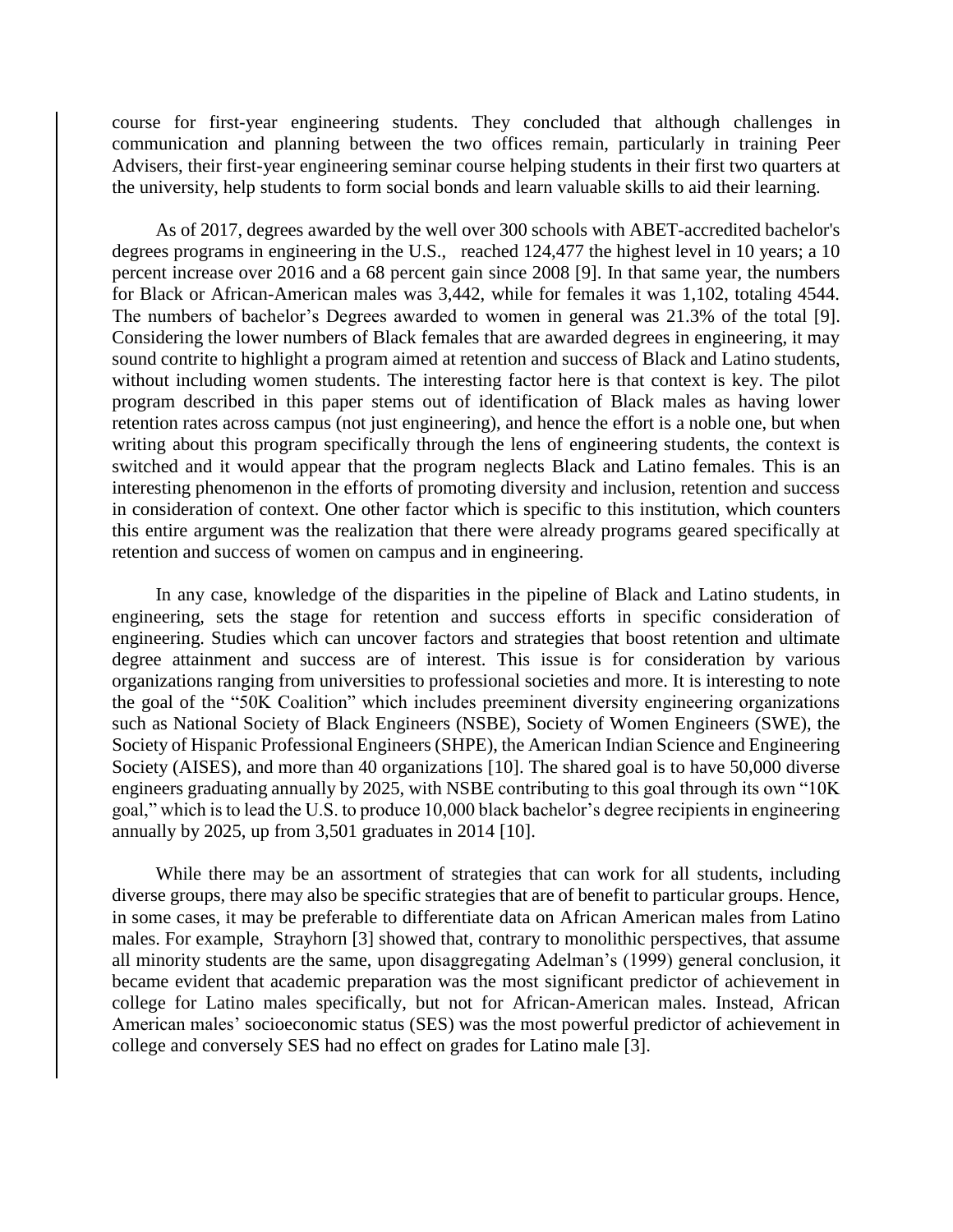course for first-year engineering students. They concluded that although challenges in communication and planning between the two offices remain, particularly in training Peer Advisers, their first-year engineering seminar course helping students in their first two quarters at the university, help students to form social bonds and learn valuable skills to aid their learning.

As of 2017, degrees awarded by the well over 300 schools with ABET-accredited bachelor's degrees programs in engineering in the U.S., reached 124,477 the highest level in 10 years; a 10 percent increase over 2016 and a 68 percent gain since 2008 [9]. In that same year, the numbers for Black or African-American males was 3,442, while for females it was 1,102, totaling 4544. The numbers of bachelor's Degrees awarded to women in general was 21.3% of the total [9]. Considering the lower numbers of Black females that are awarded degrees in engineering, it may sound contrite to highlight a program aimed at retention and success of Black and Latino students, without including women students. The interesting factor here is that context is key. The pilot program described in this paper stems out of identification of Black males as having lower retention rates across campus (not just engineering), and hence the effort is a noble one, but when writing about this program specifically through the lens of engineering students, the context is switched and it would appear that the program neglects Black and Latino females. This is an interesting phenomenon in the efforts of promoting diversity and inclusion, retention and success in consideration of context. One other factor which is specific to this institution, which counters this entire argument was the realization that there were already programs geared specifically at retention and success of women on campus and in engineering.

In any case, knowledge of the disparities in the pipeline of Black and Latino students, in engineering, sets the stage for retention and success efforts in specific consideration of engineering. Studies which can uncover factors and strategies that boost retention and ultimate degree attainment and success are of interest. This issue is for consideration by various organizations ranging from universities to professional societies and more. It is interesting to note the goal of the "50K Coalition" which includes preeminent diversity engineering organizations such as National Society of Black Engineers (NSBE), Society of Women Engineers (SWE), the Society of Hispanic Professional Engineers (SHPE), the American Indian Science and Engineering Society (AISES), and more than 40 organizations [10]. The shared goal is to have 50,000 diverse engineers graduating annually by 2025, with NSBE contributing to this goal through its own "10K goal," which is to lead the U.S. to produce 10,000 black bachelor's degree recipients in engineering annually by 2025, up from 3,501 graduates in 2014 [10].

While there may be an assortment of strategies that can work for all students, including diverse groups, there may also be specific strategies that are of benefit to particular groups. Hence, in some cases, it may be preferable to differentiate data on African American males from Latino males. For example, Strayhorn [3] showed that, contrary to monolithic perspectives, that assume all minority students are the same, upon disaggregating Adelman's (1999) general conclusion, it became evident that academic preparation was the most significant predictor of achievement in college for Latino males specifically, but not for African-American males. Instead, African American males' socioeconomic status (SES) was the most powerful predictor of achievement in college and conversely SES had no effect on grades for Latino male [3].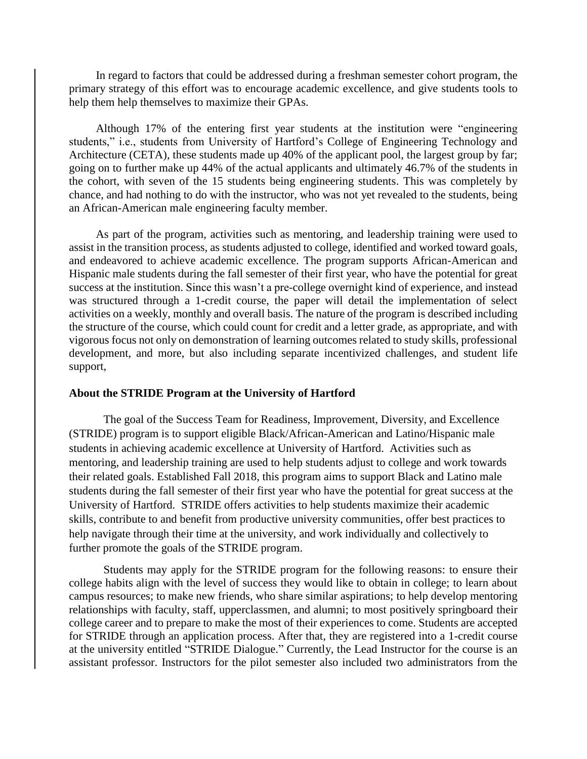In regard to factors that could be addressed during a freshman semester cohort program, the primary strategy of this effort was to encourage academic excellence, and give students tools to help them help themselves to maximize their GPAs.

Although 17% of the entering first year students at the institution were "engineering students," i.e., students from University of Hartford's College of Engineering Technology and Architecture (CETA), these students made up 40% of the applicant pool, the largest group by far; going on to further make up 44% of the actual applicants and ultimately 46.7% of the students in the cohort, with seven of the 15 students being engineering students. This was completely by chance, and had nothing to do with the instructor, who was not yet revealed to the students, being an African-American male engineering faculty member.

As part of the program, activities such as mentoring, and leadership training were used to assist in the transition process, as students adjusted to college, identified and worked toward goals, and endeavored to achieve academic excellence. The program supports African-American and Hispanic male students during the fall semester of their first year, who have the potential for great success at the institution. Since this wasn't a pre-college overnight kind of experience, and instead was structured through a 1-credit course, the paper will detail the implementation of select activities on a weekly, monthly and overall basis. The nature of the program is described including the structure of the course, which could count for credit and a letter grade, as appropriate, and with vigorous focus not only on demonstration of learning outcomes related to study skills, professional development, and more, but also including separate incentivized challenges, and student life support,

**About the STRIDE Program at the University of Hartford**

The goal of the Success Team for Readiness, Improvement, Diversity, and Excellence (STRIDE) program is to support eligible Black/African-American and Latino/Hispanic male students in achieving academic excellence at University of Hartford. Activities such as mentoring, and leadership training are used to help students adjust to college and work towards their related goals. Established Fall 2018, this program aims to support Black and Latino male students during the fall semester of their first year who have the potential for great success at the University of Hartford. STRIDE offers activities to help students maximize their academic skills, contribute to and benefit from productive university communities, offer best practices to help navigate through their time at the university, and work individually and collectively to further promote the goals of the STRIDE program.

Students may apply for the STRIDE program for the following reasons: to ensure their college habits align with the level of success they would like to obtain in college; to learn about campus resources; to make new friends, who share similar aspirations; to help develop mentoring relationships with faculty, staff, upperclassmen, and alumni; to most positively springboard their college career and to prepare to make the most of their experiences to come. Students are accepted for STRIDE through an application process. After that, they are registered into a 1-credit course at the university entitled "STRIDE Dialogue." Currently, the Lead Instructor for the course is an assistant professor. Instructors for the pilot semester also included two administrators from the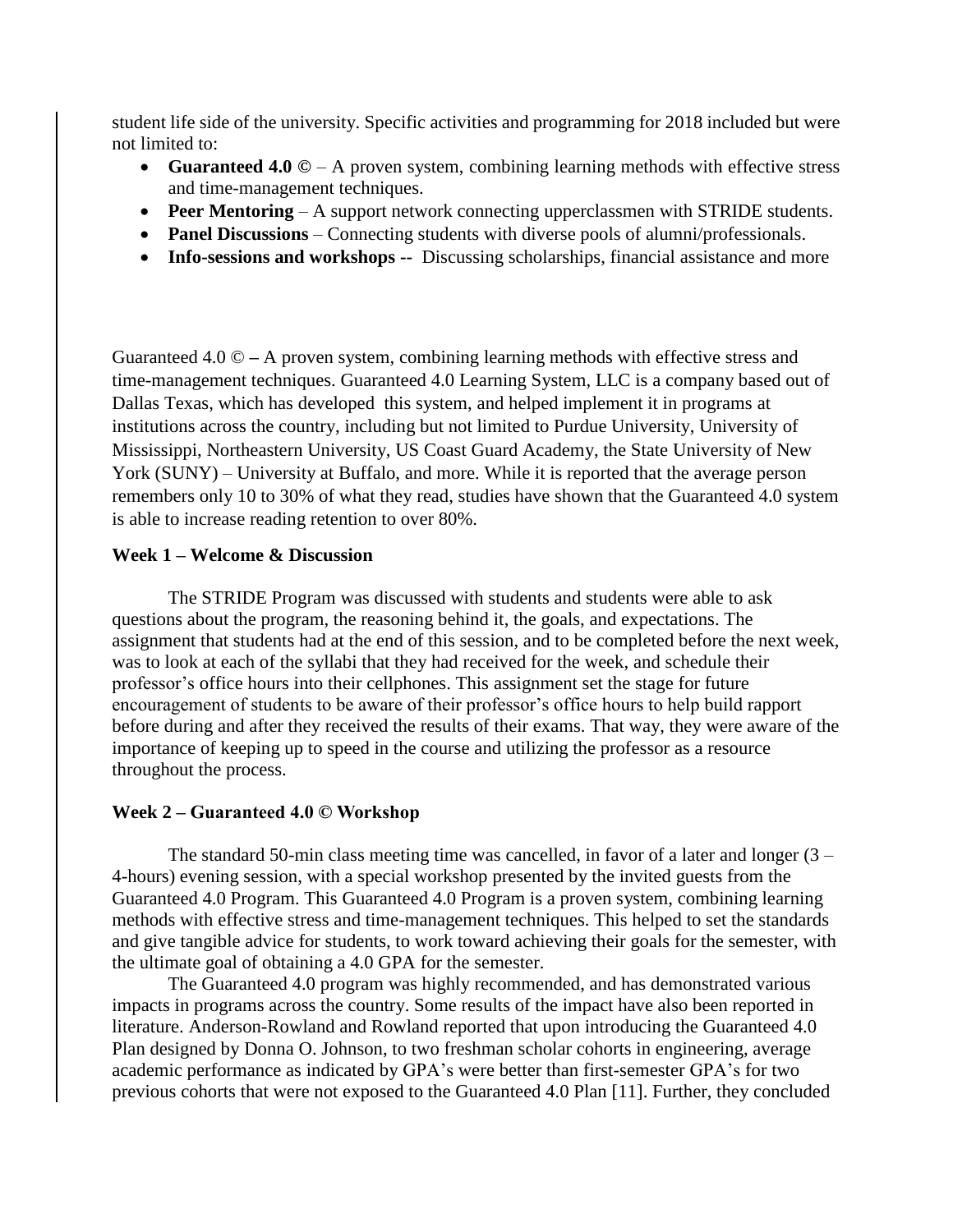student life side of the university. Specific activities and programming for 2018 included but were not limited to:

- **Guaranteed 4.0 ©** – A proven system, combining learning methods with effective stress and time-management techniques.
- **Peer Mentoring** – A support network connecting upperclassmen with STRIDE students.
- **Panel Discussions** – Connecting students with diverse pools of alumni/professionals.
- **Info-sessions and workshops --** Discussing scholarships, financial assistance and more

Guaranteed 4.0 © – A proven system, combining learning methods with effective stress and time-management techniques. Guaranteed 4.0 Learning System, LLC is a company based out of Dallas Texas, which has developed this system, and helped implement it in programs at institutions across the country, including but not limited to Purdue University, University of Mississippi, Northeastern University, US Coast Guard Academy, the State University of New York (SUNY) – University at Buffalo, and more. While it is reported that the average person remembers only 10 to 30% of what they read, studies have shown that the Guaranteed 4.0 system is able to increase reading retention to over 80%.

**Week 1 – Welcome & Discussion**

The STRIDE Program was discussed with students and students were able to ask questions about the program, the reasoning behind it, the goals, and expectations. The assignment that students had at the end of this session, and to be completed before the next week, was to look at each of the syllabi that they had received for the week, and schedule their professor's office hours into their cellphones. This assignment set the stage for future encouragement of students to be aware of their professor's office hours to help build rapport before during and after they received the results of their exams. That way, they were aware of the importance of keeping up to speed in the course and utilizing the professor as a resource throughout the process.

**Week 2 – Guaranteed 4.0 © Workshop**

The standard 50-min class meeting time was cancelled, in favor of a later and longer (3 – 4-hours) evening session, with a special workshop presented by the invited guests from the Guaranteed 4.0 Program. This Guaranteed 4.0 Program is a proven system, combining learning methods with effective stress and time-management techniques. This helped to set the standards and give tangible advice for students, to work toward achieving their goals for the semester, with the ultimate goal of obtaining a 4.0 GPA for the semester.

The Guaranteed 4.0 program was highly recommended, and has demonstrated various impacts in programs across the country. Some results of the impact have also been reported in literature. Anderson-Rowland and Rowland reported that upon introducing the Guaranteed 4.0 Plan designed by Donna O. Johnson, to two freshman scholar cohorts in engineering, average academic performance as indicated by GPA's were better than first-semester GPA's for two previous cohorts that were not exposed to the Guaranteed 4.0 Plan [11]. Further, they concluded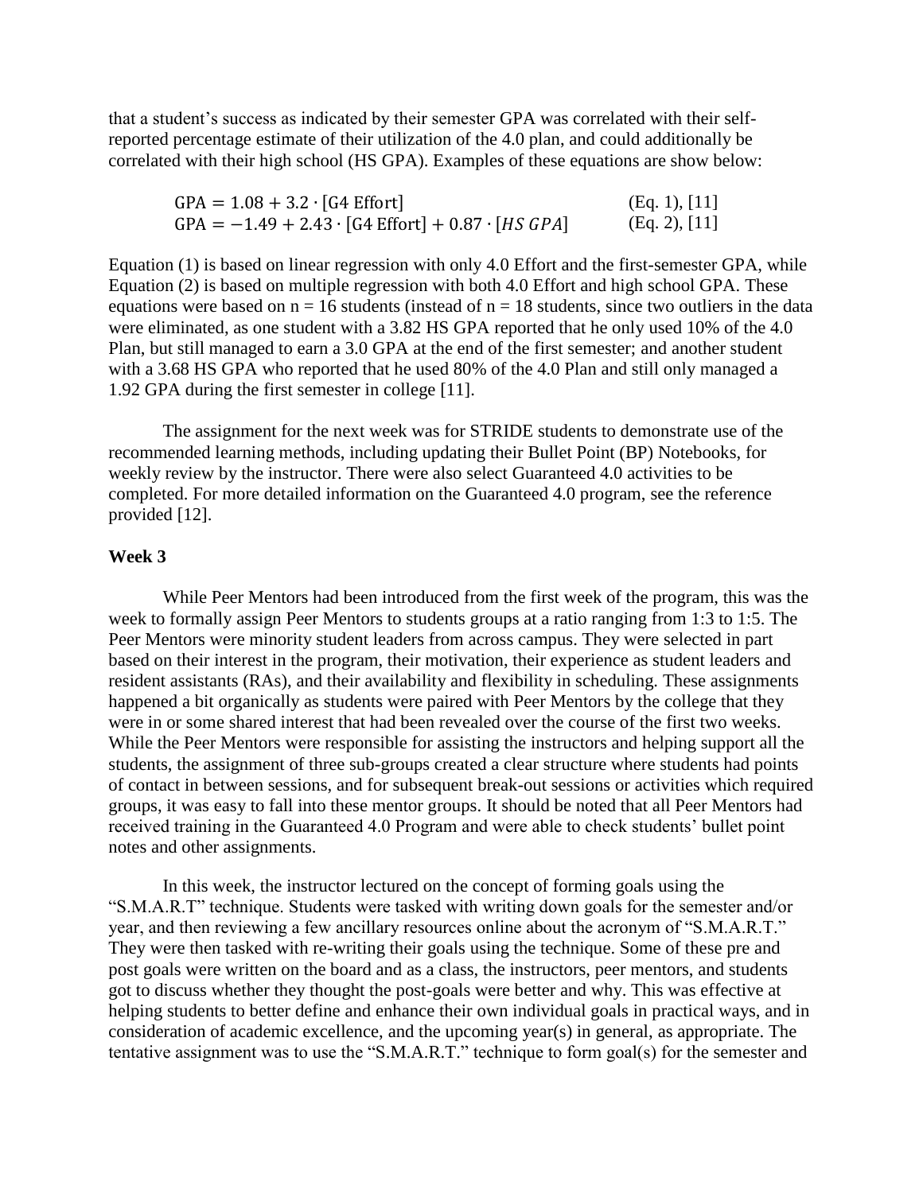that a student's success as indicated by their semester GPA was correlated with their self-reported percentage estimate of their utilization of the 4.0 plan, and could additionally be correlated with their high school (HS GPA). Examples of these equations are show below:

$$\text{GPA} = 1.08 + 3.2 \cdot [\text{G4 Effort}] \qquad \text{(Eq. 1), [11]}$$

$$\text{GPA} = -1.49 + 2.43 \cdot [\text{G4 Effort}] + 0.87 \cdot [HS\ GPA] \qquad \text{(Eq. 2), [11]}$$

Equation (1) is based on linear regression with only 4.0 Effort and the first-semester GPA, while Equation (2) is based on multiple regression with both 4.0 Effort and high school GPA. These equations were based on $n = 16$ students (instead of $n = 18$ students, since two outliers in the data were eliminated, as one student with a 3.82 HS GPA reported that he only used 10% of the 4.0 Plan, but still managed to earn a 3.0 GPA at the end of the first semester; and another student with a 3.68 HS GPA who reported that he used 80% of the 4.0 Plan and still only managed a 1.92 GPA during the first semester in college [11].

The assignment for the next week was for STRIDE students to demonstrate use of the recommended learning methods, including updating their Bullet Point (BP) Notebooks, for weekly review by the instructor. There were also select Guaranteed 4.0 activities to be completed. For more detailed information on the Guaranteed 4.0 program, see the reference provided [12].

### Week 3

While Peer Mentors had been introduced from the first week of the program, this was the week to formally assign Peer Mentors to students groups at a ratio ranging from 1:3 to 1:5. The Peer Mentors were minority student leaders from across campus. They were selected in part based on their interest in the program, their motivation, their experience as student leaders and resident assistants (RAs), and their availability and flexibility in scheduling. These assignments happened a bit organically as students were paired with Peer Mentors by the college that they were in or some shared interest that had been revealed over the course of the first two weeks. While the Peer Mentors were responsible for assisting the instructors and helping support all the students, the assignment of three sub-groups created a clear structure where students had points of contact in between sessions, and for subsequent break-out sessions or activities which required groups, it was easy to fall into these mentor groups. It should be noted that all Peer Mentors had received training in the Guaranteed 4.0 Program and were able to check students' bullet point notes and other assignments.

In this week, the instructor lectured on the concept of forming goals using the "S.M.A.R.T" technique. Students were tasked with writing down goals for the semester and/or year, and then reviewing a few ancillary resources online about the acronym of "S.M.A.R.T." They were then tasked with re-writing their goals using the technique. Some of these pre and post goals were written on the board and as a class, the instructors, peer mentors, and students got to discuss whether they thought the post-goals were better and why. This was effective at helping students to better define and enhance their own individual goals in practical ways, and in consideration of academic excellence, and the upcoming year(s) in general, as appropriate. The tentative assignment was to use the "S.M.A.R.T." technique to form goal(s) for the semester and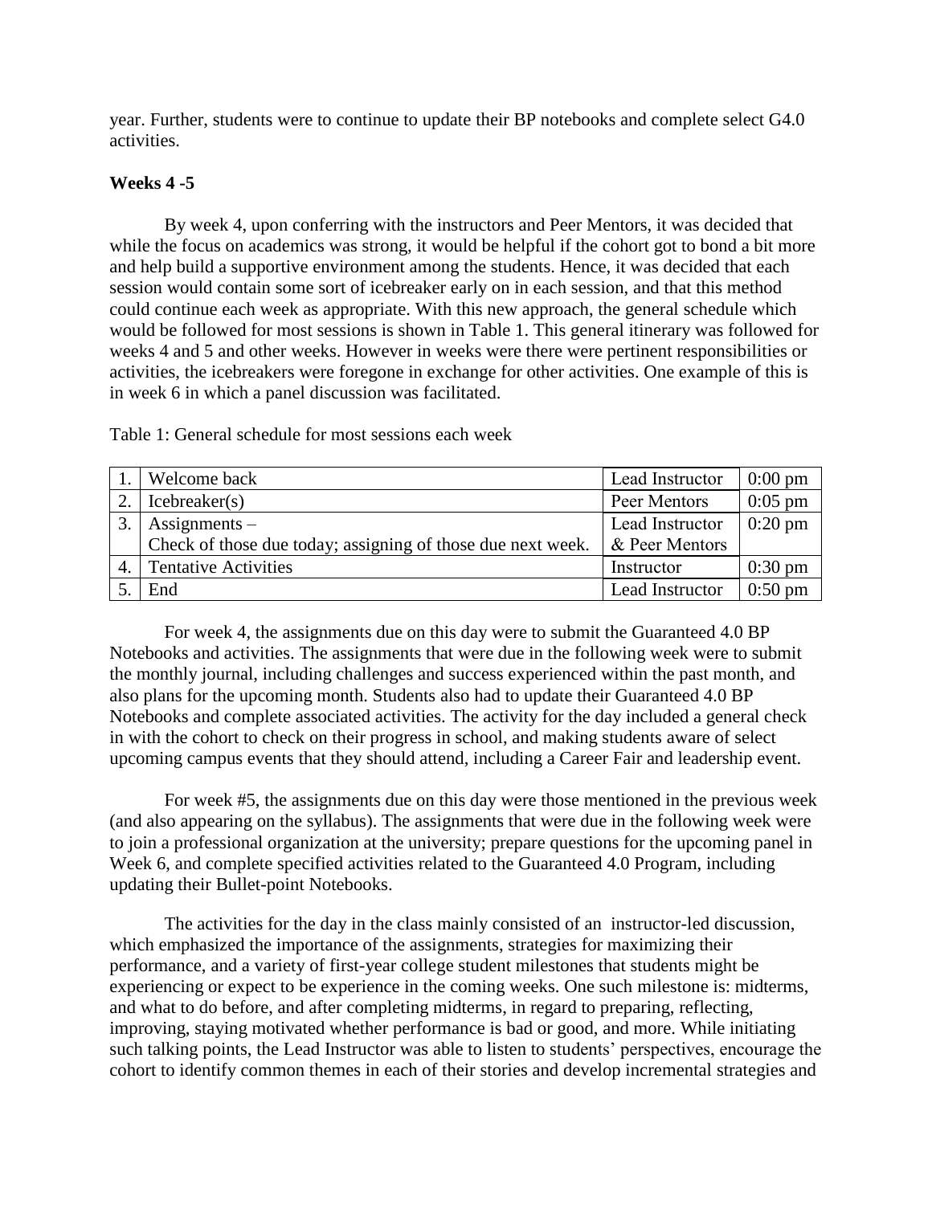year. Further, students were to continue to update their BP notebooks and complete select G4.0 activities.

**Weeks 4 -5**

By week 4, upon conferring with the instructors and Peer Mentors, it was decided that while the focus on academics was strong, it would be helpful if the cohort got to bond a bit more and help build a supportive environment among the students. Hence, it was decided that each session would contain some sort of icebreaker early on in each session, and that this method could continue each week as appropriate. With this new approach, the general schedule which would be followed for most sessions is shown in Table 1. This general itinerary was followed for weeks 4 and 5 and other weeks. However in weeks were there were pertinent responsibilities or activities, the icebreakers were foregone in exchange for other activities. One example of this is in week 6 in which a panel discussion was facilitated.

Table 1: General schedule for most sessions each week

| | | | |
|---|---|---|---|
| 1. | Welcome back | Lead Instructor | 0:00 pm |
| 2. | Icebreaker(s) | Peer Mentors | 0:05 pm |
| 3. | Assignments – Check of those due today; assigning of those due next week. | Lead Instructor & Peer Mentors | 0:20 pm |
| 4. | Tentative Activities | Instructor | 0:30 pm |
| 5. | End | Lead Instructor | 0:50 pm |

For week 4, the assignments due on this day were to submit the Guaranteed 4.0 BP Notebooks and activities. The assignments that were due in the following week were to submit the monthly journal, including challenges and success experienced within the past month, and also plans for the upcoming month. Students also had to update their Guaranteed 4.0 BP Notebooks and complete associated activities. The activity for the day included a general check in with the cohort to check on their progress in school, and making students aware of select upcoming campus events that they should attend, including a Career Fair and leadership event.

For week #5, the assignments due on this day were those mentioned in the previous week (and also appearing on the syllabus). The assignments that were due in the following week were to join a professional organization at the university; prepare questions for the upcoming panel in Week 6, and complete specified activities related to the Guaranteed 4.0 Program, including updating their Bullet-point Notebooks.

The activities for the day in the class mainly consisted of an instructor-led discussion, which emphasized the importance of the assignments, strategies for maximizing their performance, and a variety of first-year college student milestones that students might be experiencing or expect to be experience in the coming weeks. One such milestone is: midterms, and what to do before, and after completing midterms, in regard to preparing, reflecting, improving, staying motivated whether performance is bad or good, and more. While initiating such talking points, the Lead Instructor was able to listen to students' perspectives, encourage the cohort to identify common themes in each of their stories and develop incremental strategies and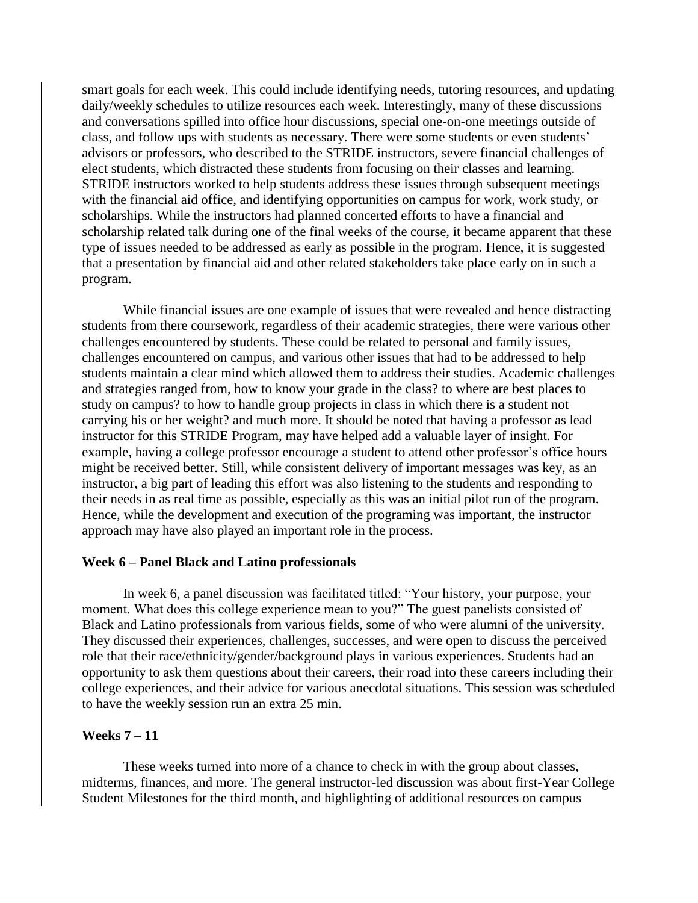smart goals for each week. This could include identifying needs, tutoring resources, and updating daily/weekly schedules to utilize resources each week. Interestingly, many of these discussions and conversations spilled into office hour discussions, special one-on-one meetings outside of class, and follow ups with students as necessary. There were some students or even students' advisors or professors, who described to the STRIDE instructors, severe financial challenges of elect students, which distracted these students from focusing on their classes and learning. STRIDE instructors worked to help students address these issues through subsequent meetings with the financial aid office, and identifying opportunities on campus for work, work study, or scholarships. While the instructors had planned concerted efforts to have a financial and scholarship related talk during one of the final weeks of the course, it became apparent that these type of issues needed to be addressed as early as possible in the program. Hence, it is suggested that a presentation by financial aid and other related stakeholders take place early on in such a program.

While financial issues are one example of issues that were revealed and hence distracting students from there coursework, regardless of their academic strategies, there were various other challenges encountered by students. These could be related to personal and family issues, challenges encountered on campus, and various other issues that had to be addressed to help students maintain a clear mind which allowed them to address their studies. Academic challenges and strategies ranged from, how to know your grade in the class? to where are best places to study on campus? to how to handle group projects in class in which there is a student not carrying his or her weight? and much more. It should be noted that having a professor as lead instructor for this STRIDE Program, may have helped add a valuable layer of insight. For example, having a college professor encourage a student to attend other professor's office hours might be received better. Still, while consistent delivery of important messages was key, as an instructor, a big part of leading this effort was also listening to the students and responding to their needs in as real time as possible, especially as this was an initial pilot run of the program. Hence, while the development and execution of the programing was important, the instructor approach may have also played an important role in the process.

**Week 6 – Panel Black and Latino professionals**

In week 6, a panel discussion was facilitated titled: "Your history, your purpose, your moment. What does this college experience mean to you?" The guest panelists consisted of Black and Latino professionals from various fields, some of who were alumni of the university. They discussed their experiences, challenges, successes, and were open to discuss the perceived role that their race/ethnicity/gender/background plays in various experiences. Students had an opportunity to ask them questions about their careers, their road into these careers including their college experiences, and their advice for various anecdotal situations. This session was scheduled to have the weekly session run an extra 25 min.

**Weeks 7 – 11**

These weeks turned into more of a chance to check in with the group about classes, midterms, finances, and more. The general instructor-led discussion was about first-Year College Student Milestones for the third month, and highlighting of additional resources on campus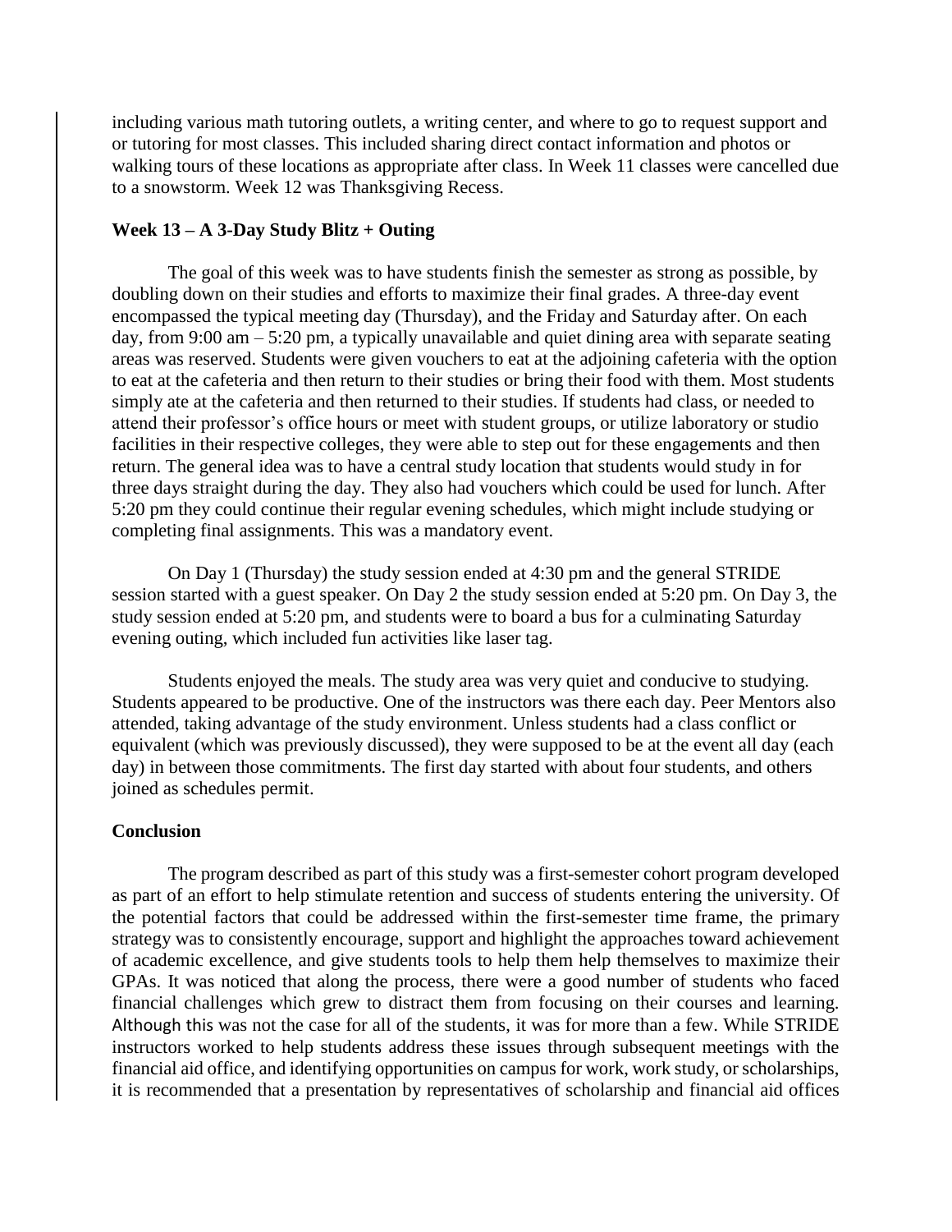including various math tutoring outlets, a writing center, and where to go to request support and or tutoring for most classes. This included sharing direct contact information and photos or walking tours of these locations as appropriate after class. In Week 11 classes were cancelled due to a snowstorm. Week 12 was Thanksgiving Recess.

**Week 13 – A 3-Day Study Blitz + Outing**

The goal of this week was to have students finish the semester as strong as possible, by doubling down on their studies and efforts to maximize their final grades. A three-day event encompassed the typical meeting day (Thursday), and the Friday and Saturday after. On each day, from 9:00 am – 5:20 pm, a typically unavailable and quiet dining area with separate seating areas was reserved. Students were given vouchers to eat at the adjoining cafeteria with the option to eat at the cafeteria and then return to their studies or bring their food with them. Most students simply ate at the cafeteria and then returned to their studies. If students had class, or needed to attend their professor's office hours or meet with student groups, or utilize laboratory or studio facilities in their respective colleges, they were able to step out for these engagements and then return. The general idea was to have a central study location that students would study in for three days straight during the day. They also had vouchers which could be used for lunch. After 5:20 pm they could continue their regular evening schedules, which might include studying or completing final assignments. This was a mandatory event.

On Day 1 (Thursday) the study session ended at 4:30 pm and the general STRIDE session started with a guest speaker. On Day 2 the study session ended at 5:20 pm. On Day 3, the study session ended at 5:20 pm, and students were to board a bus for a culminating Saturday evening outing, which included fun activities like laser tag.

Students enjoyed the meals. The study area was very quiet and conducive to studying. Students appeared to be productive. One of the instructors was there each day. Peer Mentors also attended, taking advantage of the study environment. Unless students had a class conflict or equivalent (which was previously discussed), they were supposed to be at the event all day (each day) in between those commitments. The first day started with about four students, and others joined as schedules permit.

**Conclusion**

The program described as part of this study was a first-semester cohort program developed as part of an effort to help stimulate retention and success of students entering the university. Of the potential factors that could be addressed within the first-semester time frame, the primary strategy was to consistently encourage, support and highlight the approaches toward achievement of academic excellence, and give students tools to help them help themselves to maximize their GPAs. It was noticed that along the process, there were a good number of students who faced financial challenges which grew to distract them from focusing on their courses and learning. Although this was not the case for all of the students, it was for more than a few. While STRIDE instructors worked to help students address these issues through subsequent meetings with the financial aid office, and identifying opportunities on campus for work, work study, or scholarships, it is recommended that a presentation by representatives of scholarship and financial aid offices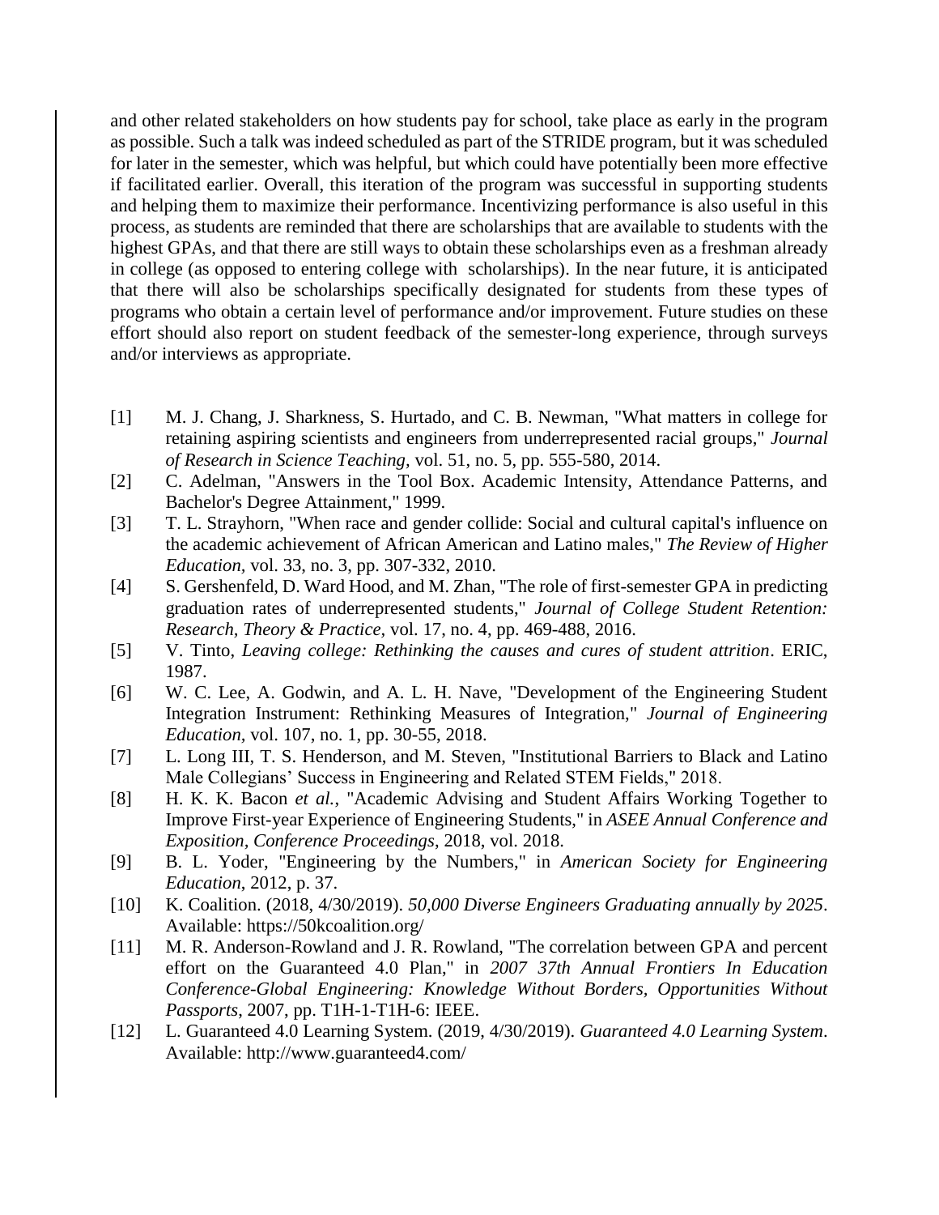and other related stakeholders on how students pay for school, take place as early in the program as possible. Such a talk was indeed scheduled as part of the STRIDE program, but it was scheduled for later in the semester, which was helpful, but which could have potentially been more effective if facilitated earlier. Overall, this iteration of the program was successful in supporting students and helping them to maximize their performance. Incentivizing performance is also useful in this process, as students are reminded that there are scholarships that are available to students with the highest GPAs, and that there are still ways to obtain these scholarships even as a freshman already in college (as opposed to entering college with scholarships). In the near future, it is anticipated that there will also be scholarships specifically designated for students from these types of programs who obtain a certain level of performance and/or improvement. Future studies on these effort should also report on student feedback of the semester-long experience, through surveys and/or interviews as appropriate.

[1] M. J. Chang, J. Sharkness, S. Hurtado, and C. B. Newman, "What matters in college for retaining aspiring scientists and engineers from underrepresented racial groups," *Journal of Research in Science Teaching*, vol. 51, no. 5, pp. 555-580, 2014.

[2] C. Adelman, "Answers in the Tool Box. Academic Intensity, Attendance Patterns, and Bachelor's Degree Attainment," 1999.

[3] T. L. Strayhorn, "When race and gender collide: Social and cultural capital's influence on the academic achievement of African American and Latino males," *The Review of Higher Education*, vol. 33, no. 3, pp. 307-332, 2010.

[4] S. Gershenfeld, D. Ward Hood, and M. Zhan, "The role of first-semester GPA in predicting graduation rates of underrepresented students," *Journal of College Student Retention: Research, Theory & Practice*, vol. 17, no. 4, pp. 469-488, 2016.

[5] V. Tinto, *Leaving college: Rethinking the causes and cures of student attrition*. ERIC, 1987.

[6] W. C. Lee, A. Godwin, and A. L. H. Nave, "Development of the Engineering Student Integration Instrument: Rethinking Measures of Integration," *Journal of Engineering Education*, vol. 107, no. 1, pp. 30-55, 2018.

[7] L. Long III, T. S. Henderson, and M. Steven, "Institutional Barriers to Black and Latino Male Collegians' Success in Engineering and Related STEM Fields," 2018.

[8] H. K. K. Bacon *et al.*, "Academic Advising and Student Affairs Working Together to Improve First-year Experience of Engineering Students," in *ASEE Annual Conference and Exposition, Conference Proceedings*, 2018, vol. 2018.

[9] B. L. Yoder, "Engineering by the Numbers," in *American Society for Engineering Education*, 2012, p. 37.

[10] K. Coalition. (2018, 4/30/2019). *50,000 Diverse Engineers Graduating annually by 2025*. Available: https://50kcoalition.org/

[11] M. R. Anderson-Rowland and J. R. Rowland, "The correlation between GPA and percent effort on the Guaranteed 4.0 Plan," in *2007 37th Annual Frontiers In Education Conference-Global Engineering: Knowledge Without Borders, Opportunities Without Passports*, 2007, pp. T1H-1-T1H-6: IEEE.

[12] L. Guaranteed 4.0 Learning System. (2019, 4/30/2019). *Guaranteed 4.0 Learning System*. Available: http://www.guaranteed4.com/